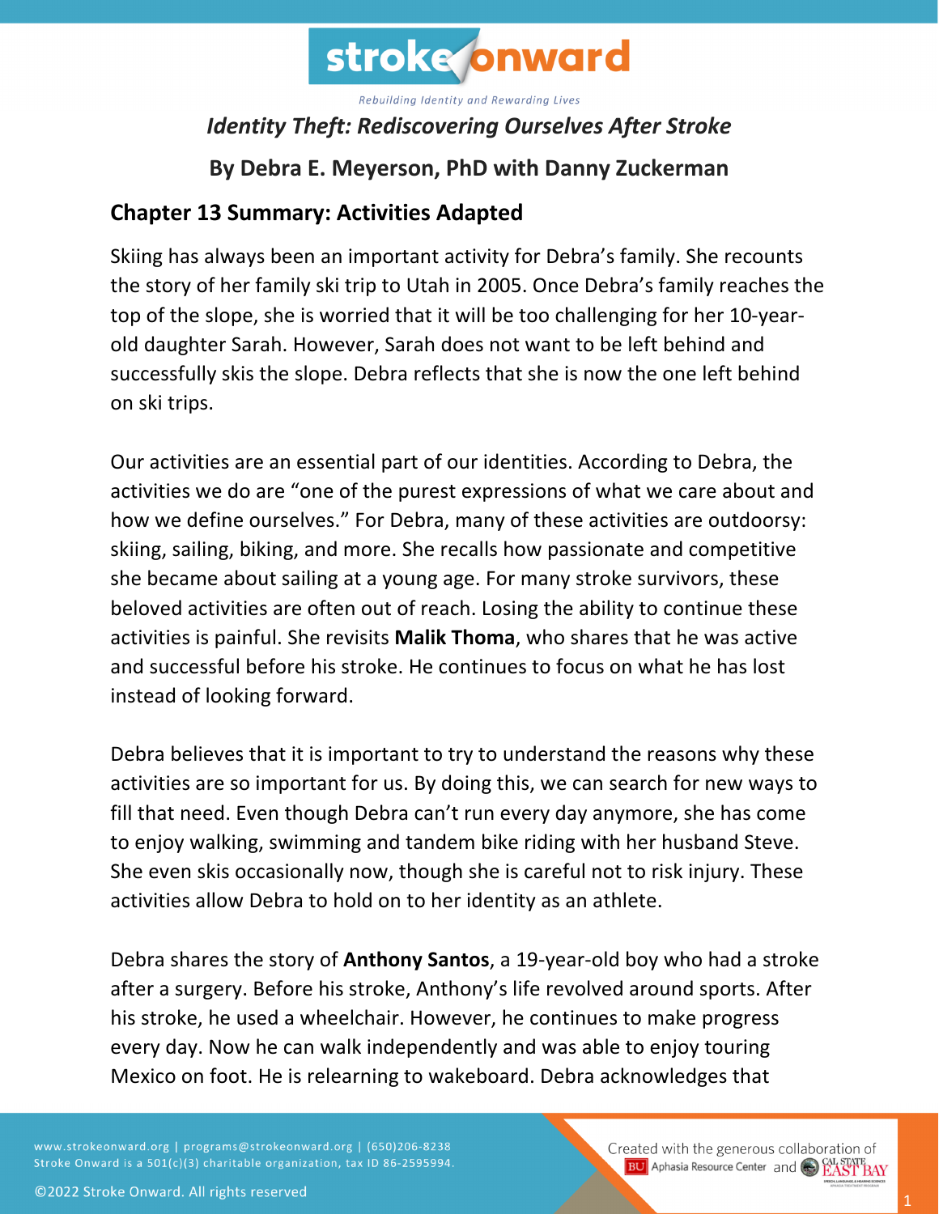*Identity Theft: Rediscovering Ourselves After Stroke*

**By Debra E. Meyerson, PhD with Danny Zuckerman**

## Chapter 13 Summary: Activities Adapted

Skiing has always been an important activity for Debra's family. She recounts the story of her family ski trip to Utah in 2005. Once Debra's family reaches the top of the slope, she is worried that it will be too challenging for her 10-year-old daughter Sarah. However, Sarah does not want to be left behind and successfully skis the slope. Debra reflects that she is now the one left behind on ski trips.

Our activities are an essential part of our identities. According to Debra, the activities we do are "one of the purest expressions of what we care about and how we define ourselves." For Debra, many of these activities are outdoorsy: skiing, sailing, biking, and more. She recalls how passionate and competitive she became about sailing at a young age. For many stroke survivors, these beloved activities are often out of reach. Losing the ability to continue these activities is painful. She revisits **Malik Thoma**, who shares that he was active and successful before his stroke. He continues to focus on what he has lost instead of looking forward.

Debra believes that it is important to try to understand the reasons why these activities are so important for us. By doing this, we can search for new ways to fill that need. Even though Debra can't run every day anymore, she has come to enjoy walking, swimming and tandem bike riding with her husband Steve. She even skis occasionally now, though she is careful not to risk injury. These activities allow Debra to hold on to her identity as an athlete.

Debra shares the story of **Anthony Santos**, a 19-year-old boy who had a stroke after a surgery. Before his stroke, Anthony's life revolved around sports. After his stroke, he used a wheelchair. However, he continues to make progress every day. Now he can walk independently and was able to enjoy touring Mexico on foot. He is relearning to wakeboard. Debra acknowledges that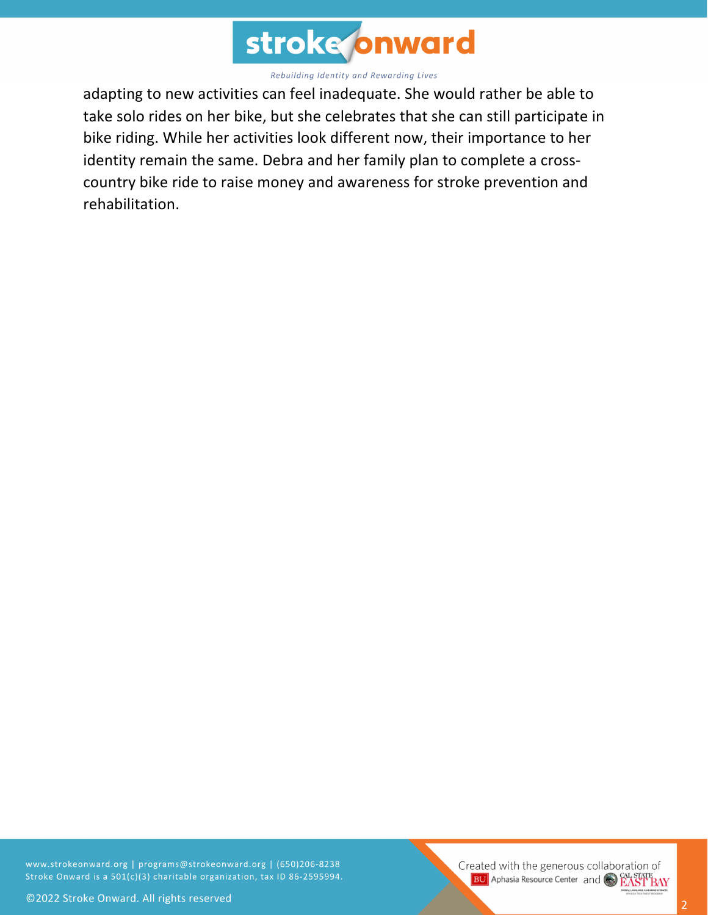adapting to new activities can feel inadequate. She would rather be able to take solo rides on her bike, but she celebrates that she can still participate in bike riding. While her activities look different now, their importance to her identity remain the same. Debra and her family plan to complete a cross-country bike ride to raise money and awareness for stroke prevention and rehabilitation.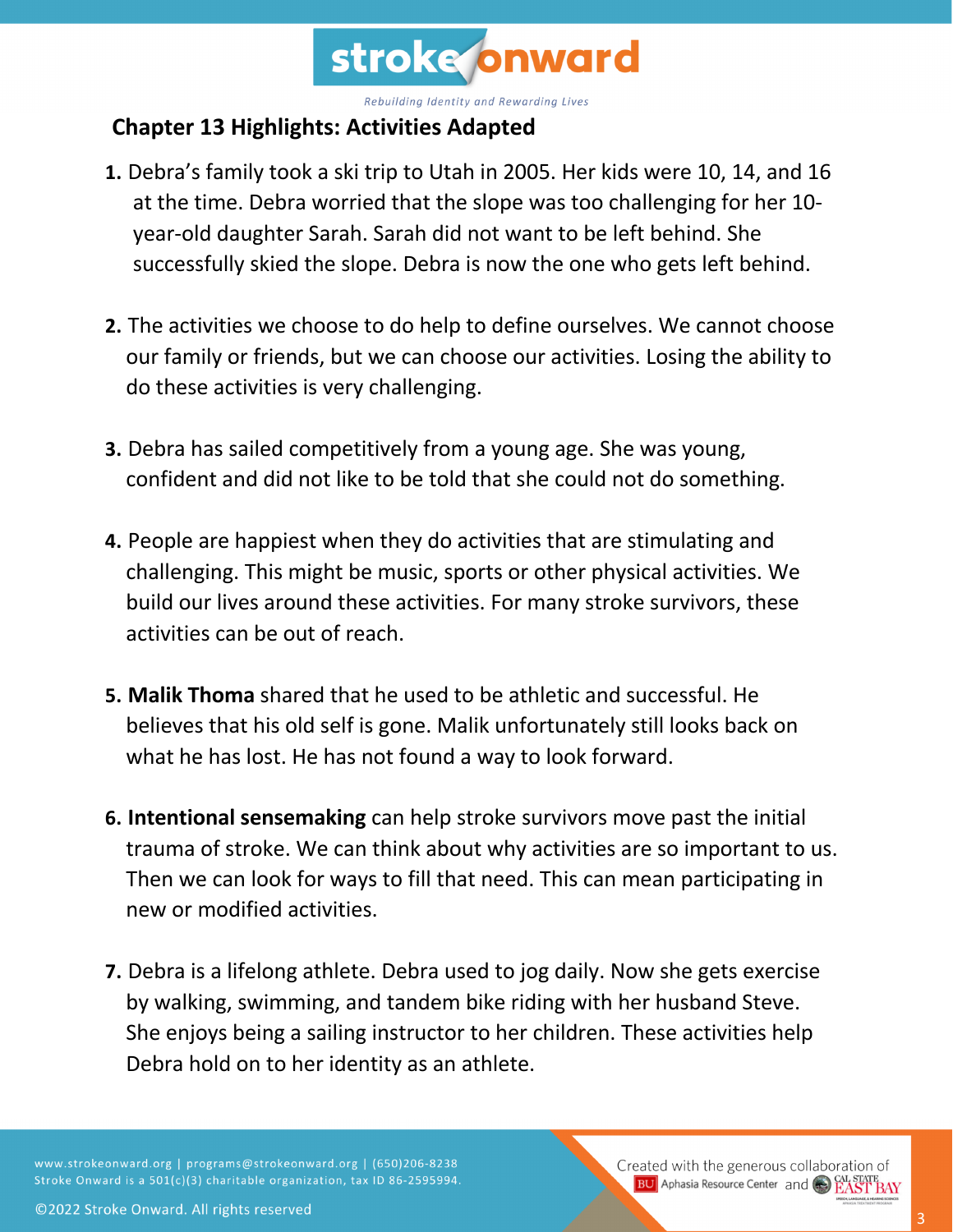## Chapter 13 Highlights: Activities Adapted

1. Debra's family took a ski trip to Utah in 2005. Her kids were 10, 14, and 16 at the time. Debra worried that the slope was too challenging for her 10-year-old daughter Sarah. Sarah did not want to be left behind. She successfully skied the slope. Debra is now the one who gets left behind.

2. The activities we choose to do help to define ourselves. We cannot choose our family or friends, but we can choose our activities. Losing the ability to do these activities is very challenging.

3. Debra has sailed competitively from a young age. She was young, confident and did not like to be told that she could not do something.

4. People are happiest when they do activities that are stimulating and challenging. This might be music, sports or other physical activities. We build our lives around these activities. For many stroke survivors, these activities can be out of reach.

5. **Malik Thoma** shared that he used to be athletic and successful. He believes that his old self is gone. Malik unfortunately still looks back on what he has lost. He has not found a way to look forward.

6. **Intentional sensemaking** can help stroke survivors move past the initial trauma of stroke. We can think about why activities are so important to us. Then we can look for ways to fill that need. This can mean participating in new or modified activities.

7. Debra is a lifelong athlete. Debra used to jog daily. Now she gets exercise by walking, swimming, and tandem bike riding with her husband Steve. She enjoys being a sailing instructor to her children. These activities help Debra hold on to her identity as an athlete.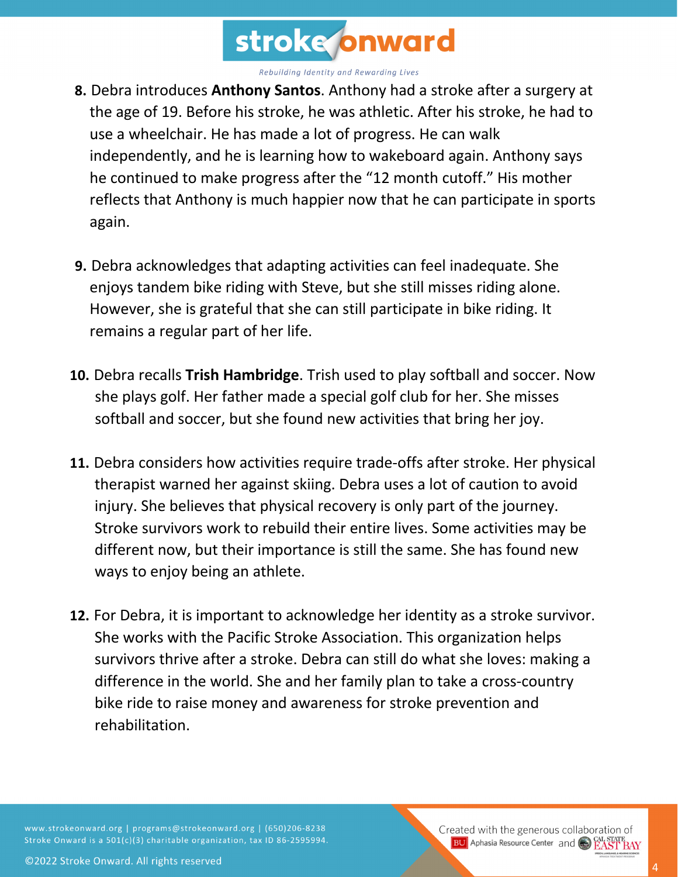8. Debra introduces **Anthony Santos**. Anthony had a stroke after a surgery at the age of 19. Before his stroke, he was athletic. After his stroke, he had to use a wheelchair. He has made a lot of progress. He can walk independently, and he is learning how to wakeboard again. Anthony says he continued to make progress after the "12 month cutoff." His mother reflects that Anthony is much happier now that he can participate in sports again.

9. Debra acknowledges that adapting activities can feel inadequate. She enjoys tandem bike riding with Steve, but she still misses riding alone. However, she is grateful that she can still participate in bike riding. It remains a regular part of her life.

10. Debra recalls **Trish Hambridge**. Trish used to play softball and soccer. Now she plays golf. Her father made a special golf club for her. She misses softball and soccer, but she found new activities that bring her joy.

11. Debra considers how activities require trade-offs after stroke. Her physical therapist warned her against skiing. Debra uses a lot of caution to avoid injury. She believes that physical recovery is only part of the journey. Stroke survivors work to rebuild their entire lives. Some activities may be different now, but their importance is still the same. She has found new ways to enjoy being an athlete.

12. For Debra, it is important to acknowledge her identity as a stroke survivor. She works with the Pacific Stroke Association. This organization helps survivors thrive after a stroke. Debra can still do what she loves: making a difference in the world. She and her family plan to take a cross-country bike ride to raise money and awareness for stroke prevention and rehabilitation.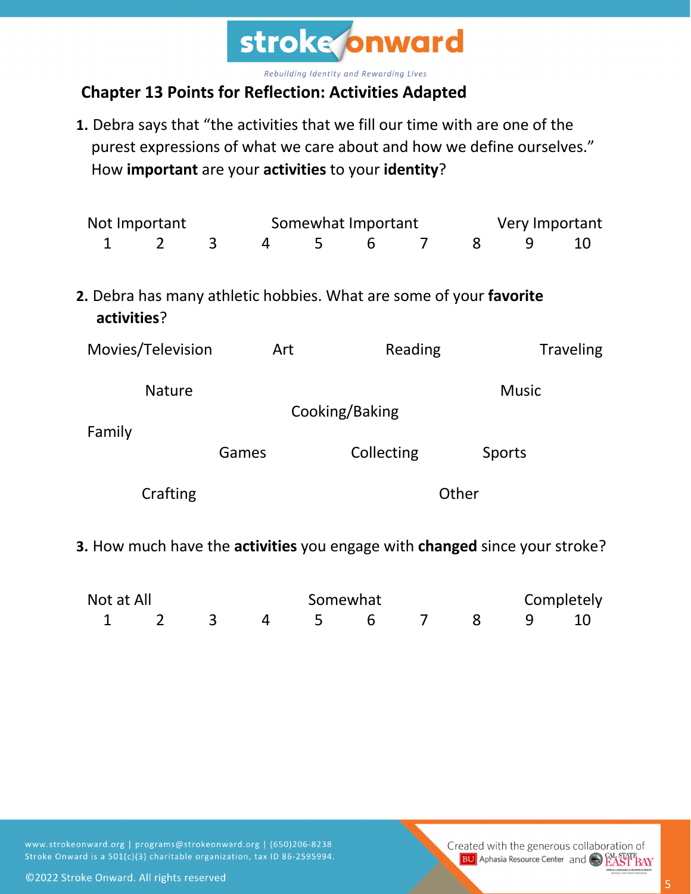## Chapter 13 Points for Reflection: Activities Adapted

**1.** Debra says that "the activities that we fill our time with are one of the purest expressions of what we care about and how we define ourselves." How **important** are your **activities** to your **identity**?

| Not Important | | | Somewhat Important | | | | | Very Important | |
|---|---|---|---|---|---|---|---|---|---|
| 1 | 2 | 3 | 4 | 5 | 6 | 7 | 8 | 9 | 10 |

**2.** Debra has many athletic hobbies. What are some of your **favorite activities**?

Movies/Television

Art

Reading

Traveling

Nature

Music

Cooking/Baking

Family

Games

Collecting

Sports

Crafting

Other

**3.** How much have the **activities** you engage with **changed** since your stroke?

| Not at All | | | | Somewhat | | | | Completely | |
|---|---|---|---|---|---|---|---|---|---|
| 1 | 2 | 3 | 4 | 5 | 6 | 7 | 8 | 9 | 10 |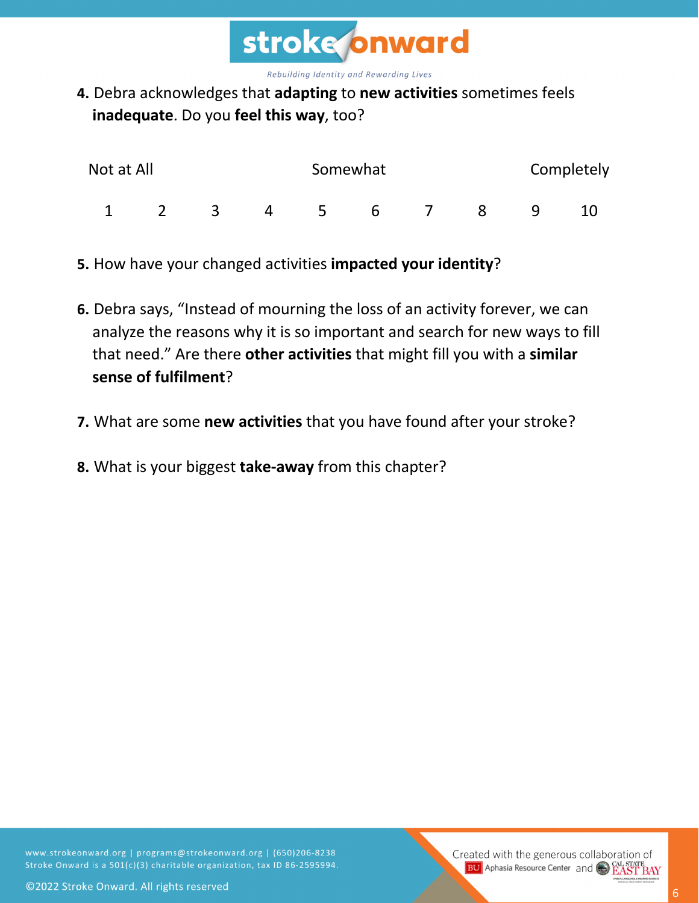4. Debra acknowledges that **adapting** to **new activities** sometimes feels **inadequate**. Do you **feel this way**, too?

| Not at All | | | | Somewhat | | | | Completely | |
|---|---|---|---|---|---|---|---|---|---|
| 1 | 2 | 3 | 4 | 5 | 6 | 7 | 8 | 9 | 10 |

5. How have your changed activities **impacted your identity**?

6. Debra says, "Instead of mourning the loss of an activity forever, we can analyze the reasons why it is so important and search for new ways to fill that need." Are there **other activities** that might fill you with a **similar sense of fulfilment**?

7. What are some **new activities** that you have found after your stroke?

8. What is your biggest **take-away** from this chapter?